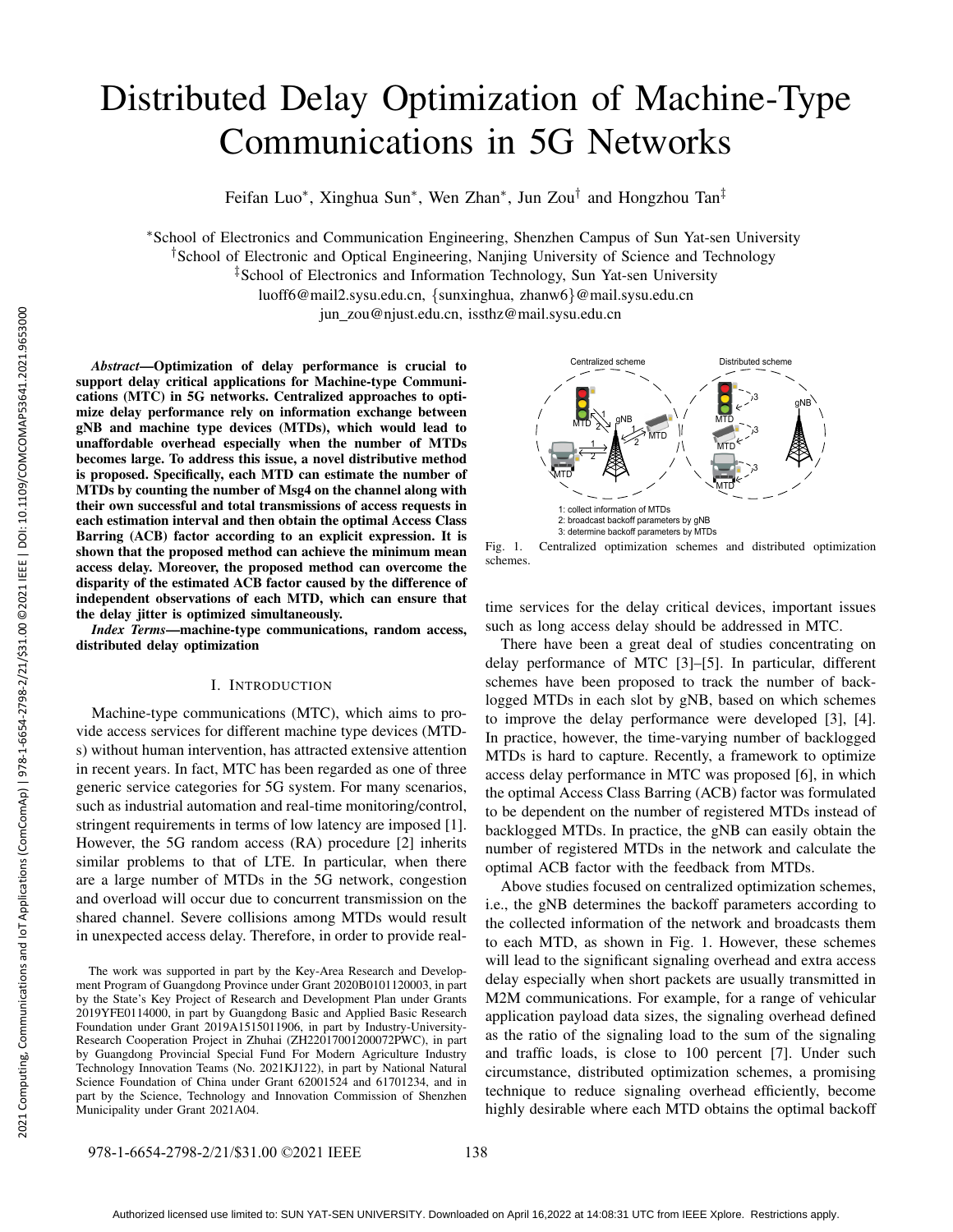# Distributed Delay Optimization of Machine-Type Communications in 5G Networks

Feifan Luo*, Xinghua Sun*, Wen Zhan*, Jun Zou† and Hongzhou Tan‡

*School of Electronics and Communication Engineering, Shenzhen Campus of Sun Yat-sen University
†School of Electronic and Optical Engineering, Nanjing University of Science and Technology
‡School of Electronics and Information Technology, Sun Yat-sen University
luoff6@mail2.sysu.edu.cn, {sunxinghua, zhanw6}@mail.sysu.edu.cn
jun_zou@njust.edu.cn, issthz@mail.sysu.edu.cn

***Abstract*—Optimization of delay performance is crucial to support delay critical applications for Machine-type Communications (MTC) in 5G networks. Centralized approaches to optimize delay performance rely on information exchange between gNB and machine type devices (MTDs), which would lead to unaffordable overhead especially when the number of MTDs becomes large. To address this issue, a novel distributive method is proposed. Specifically, each MTD can estimate the number of MTDs by counting the number of Msg4 on the channel along with their own successful and total transmissions of access requests in each estimation interval and then obtain the optimal Access Class Barring (ACB) factor according to an explicit expression. It is shown that the proposed method can achieve the minimum mean access delay. Moreover, the proposed method can overcome the disparity of the estimated ACB factor caused by the difference of independent observations of each MTD, which can ensure that the delay jitter is optimized simultaneously.**

***Index Terms*—machine-type communications, random access, distributed delay optimization**

## I. Introduction

Machine-type communications (MTC), which aims to provide access services for different machine type devices (MTDs) without human intervention, has attracted extensive attention in recent years. In fact, MTC has been regarded as one of three generic service categories for 5G system. For many scenarios, such as industrial automation and real-time monitoring/control, stringent requirements in terms of low latency are imposed [1]. However, the 5G random access (RA) procedure [2] inherits similar problems to that of LTE. In particular, when there are a large number of MTDs in the 5G network, congestion and overload will occur due to concurrent transmission on the shared channel. Severe collisions among MTDs would result in unexpected access delay. Therefore, in order to provide real-time services for the delay critical devices, important issues such as long access delay should be addressed in MTC.

Fig. 1. Centralized optimization schemes and distributed optimization schemes.

There have been a great deal of studies concentrating on delay performance of MTC [3]–[5]. In particular, different schemes have been proposed to track the number of backlogged MTDs in each slot by gNB, based on which schemes to improve the delay performance were developed [3], [4]. In practice, however, the time-varying number of backlogged MTDs is hard to capture. Recently, a framework to optimize access delay performance in MTC was proposed [6], in which the optimal Access Class Barring (ACB) factor was formulated to be dependent on the number of registered MTDs instead of backlogged MTDs. In practice, the gNB can easily obtain the number of registered MTDs in the network and calculate the optimal ACB factor with the feedback from MTDs.

Above studies focused on centralized optimization schemes, i.e., the gNB determines the backoff parameters according to the collected information of the network and broadcasts them to each MTD, as shown in Fig. 1. However, these schemes will lead to the significant signaling overhead and extra access delay especially when short packets are usually transmitted in M2M communications. For example, for a range of vehicular application payload data sizes, the signaling overhead defined as the ratio of the signaling load to the sum of the signaling and traffic loads, is close to 100 percent [7]. Under such circumstance, distributed optimization schemes, a promising technique to reduce signaling overhead efficiently, become highly desirable where each MTD obtains the optimal backoff

The work was supported in part by the Key-Area Research and Development Program of Guangdong Province under Grant 2020B0101120003, in part by the State's Key Project of Research and Development Plan under Grants 2019YFE0114000, in part by Guangdong Basic and Applied Basic Research Foundation under Grant 2019A1515011906, in part by Industry-University-Research Cooperation Project in Zhuhai (ZH22017001200072PWC), in part by Guangdong Provincial Special Fund For Modern Agriculture Industry Technology Innovation Teams (No. 2021KJ122), in part by National Natural Science Foundation of China under Grant 62001524 and 61701234, and in part by the Science, Technology and Innovation Commission of Shenzhen Municipality under Grant 2021A04.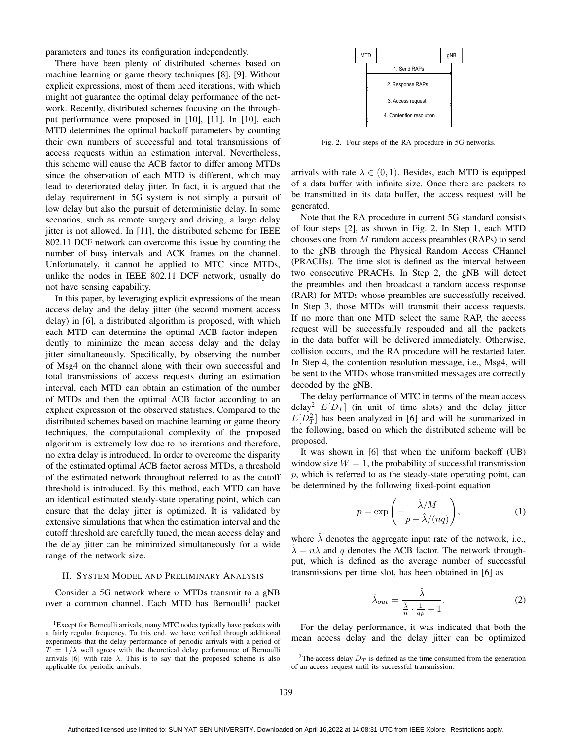parameters and tunes its configuration independently.

There have been plenty of distributed schemes based on machine learning or game theory techniques [8], [9]. Without explicit expressions, most of them need iterations, with which might not guarantee the optimal delay performance of the network. Recently, distributed schemes focusing on the throughput performance were proposed in [10], [11]. In [10], each MTD determines the optimal backoff parameters by counting their own numbers of successful and total transmissions of access requests within an estimation interval. Nevertheless, this scheme will cause the ACB factor to differ among MTDs since the observation of each MTD is different, which may lead to deteriorated delay jitter. In fact, it is argued that the delay requirement in 5G system is not simply a pursuit of low delay but also the pursuit of deterministic delay. In some scenarios, such as remote surgery and driving, a large delay jitter is not allowed. In [11], the distributed scheme for IEEE 802.11 DCF network can overcome this issue by counting the number of busy intervals and ACK frames on the channel. Unfortunately, it cannot be applied to MTC since MTDs, unlike the nodes in IEEE 802.11 DCF network, usually do not have sensing capability.

In this paper, by leveraging explicit expressions of the mean access delay and the delay jitter (the second moment access delay) in [6], a distributed algorithm is proposed, with which each MTD can determine the optimal ACB factor independently to minimize the mean access delay and the delay jitter simultaneously. Specifically, by observing the number of Msg4 on the channel along with their own successful and total transmissions of access requests during an estimation interval, each MTD can obtain an estimation of the number of MTDs and then the optimal ACB factor according to an explicit expression of the observed statistics. Compared to the distributed schemes based on machine learning or game theory techniques, the computational complexity of the proposed algorithm is extremely low due to no iterations and therefore, no extra delay is introduced. In order to overcome the disparity of the estimated optimal ACB factor across MTDs, a threshold of the estimated network throughout referred to as the cutoff threshold is introduced. By this method, each MTD can have an identical estimated steady-state operating point, which can ensure that the delay jitter is optimized. It is validated by extensive simulations that when the estimation interval and the cutoff threshold are carefully tuned, the mean access delay and the delay jitter can be minimized simultaneously for a wide range of the network size.

## II. System Model and Preliminary Analysis

Consider a 5G network where $n$ MTDs transmit to a gNB over a common channel. Each MTD has Bernoulli[1] packet arrivals with rate $\lambda \in (0, 1)$. Besides, each MTD is equipped of a data buffer with infinite size. Once there are packets to be transmitted in its data buffer, the access request will be generated.

Note that the RA procedure in current 5G standard consists of four steps [2], as shown in Fig. 2. In Step 1, each MTD chooses one from $M$ random access preambles (RAPs) to send to the gNB through the Physical Random Access CHannel (PRACHs). The time slot is defined as the interval between two consecutive PRACHs. In Step 2, the gNB will detect the preambles and then broadcast a random access response (RAR) for MTDs whose preambles are successfully received. In Step 3, those MTDs will transmit their access requests. If no more than one MTD select the same RAP, the access request will be successfully responded and all the packets in the data buffer will be delivered immediately. Otherwise, collision occurs, and the RA procedure will be restarted later. In Step 4, the contention resolution message, i.e., Msg4, will be sent to the MTDs whose transmitted messages are correctly decoded by the gNB.

MTD | gNB
1. Send RAPs
2. Response RAPs
3. Access request
4. Contention resolution

Fig. 2. Four steps of the RA procedure in 5G networks.

The delay performance of MTC in terms of the mean access delay[2] $E[D_T]$ (in unit of time slots) and the delay jitter $E[D_T^2]$ has been analyzed in [6] and will be summarized in the following, based on which the distributed scheme will be proposed.

It was shown in [6] that when the uniform backoff (UB) window size $W = 1$, the probability of successful transmission $p$, which is referred to as the steady-state operating point, can be determined by the following fixed-point equation

$$p = \exp\left(-\frac{\hat{\lambda}/M}{p + \hat{\lambda}/(nq)}\right), \tag{1}$$

where $\hat{\lambda}$ denotes the aggregate input rate of the network, i.e., $\hat{\lambda} = n\lambda$ and $q$ denotes the ACB factor. The network throughput, which is defined as the average number of successful transmissions per time slot, has been obtained in [6] as

$$\hat{\lambda}_{out} = \frac{\hat{\lambda}}{\frac{\hat{\lambda}}{n} \cdot \frac{1}{qp} + 1}. \tag{2}$$

For the delay performance, it was indicated that both the mean access delay and the delay jitter can be optimized

[1]Except for Bernoulli arrivals, many MTC nodes typically have packets with a fairly regular frequency. To this end, we have verified through additional experiments that the delay performance of periodic arrivals with a period of $T = 1/\lambda$ well agrees with the theoretical delay performance of Bernoulli arrivals [6] with rate $\lambda$. This is to say that the proposed scheme is also applicable for periodic arrivals.

[2]The access delay $D_T$ is defined as the time consumed from the generation of an access request until its successful transmission.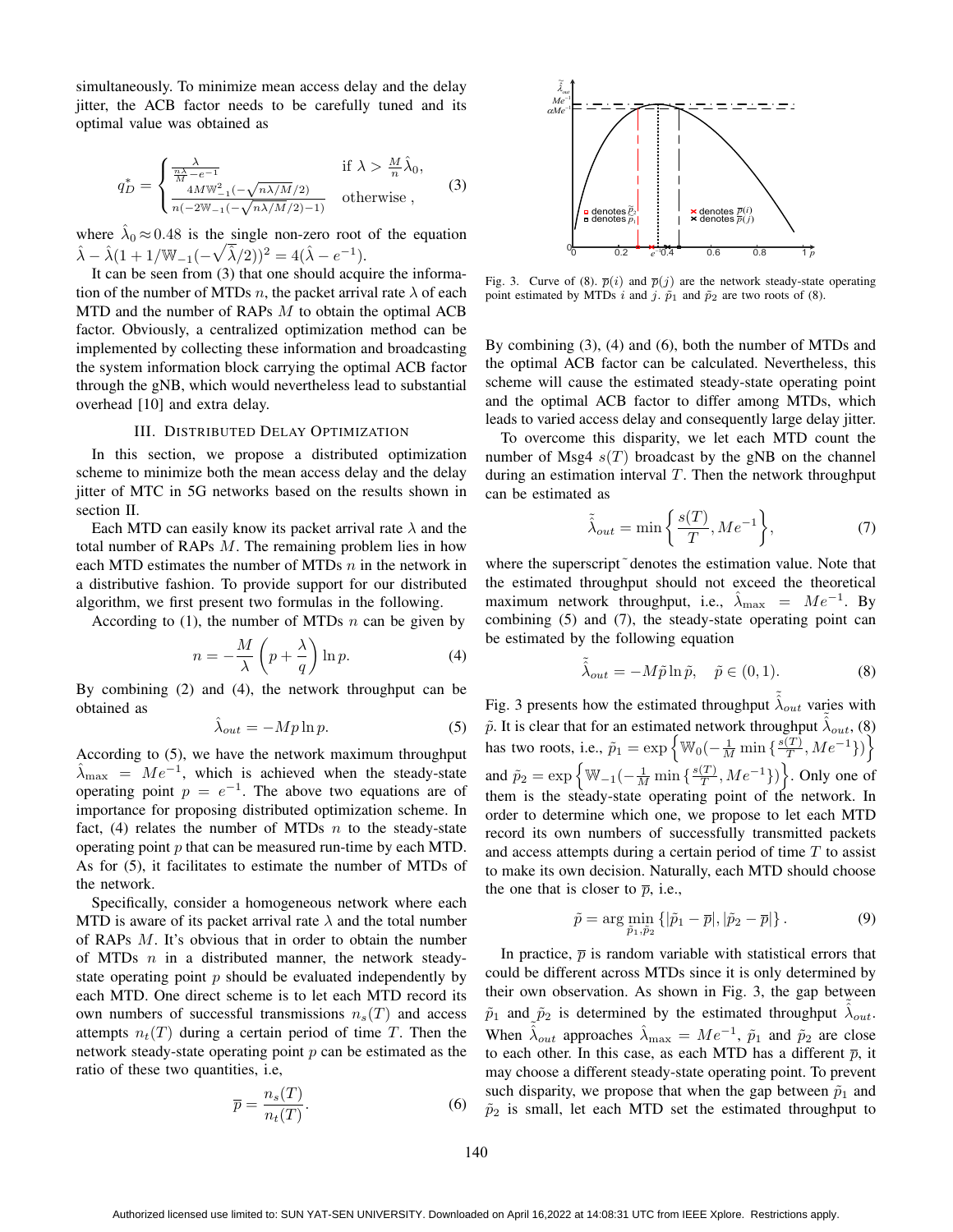simultaneously. To minimize mean access delay and the delay jitter, the ACB factor needs to be carefully tuned and its optimal value was obtained as

$$q_D^* = \begin{cases} \frac{\lambda}{\frac{n\lambda}{M} - e^{-1}} & \text{if } \lambda > \frac{M}{n}\hat{\lambda}_0, \\ \frac{4M\mathbb{W}_{-1}^2(-\sqrt{n\lambda/M}/2)}{n(-2\mathbb{W}_{-1}(-\sqrt{n\lambda/M}/2)-1)} & \text{otherwise}, \end{cases} \tag{3}$$

where $\hat{\lambda}_0 \approx 0.48$ is the single non-zero root of the equation $\hat{\lambda} - \hat{\lambda}(1 + 1/\mathbb{W}_{-1}(-\sqrt{\hat{\lambda}}/2))^2 = 4(\hat{\lambda} - e^{-1})$.

It can be seen from (3) that one should acquire the information of the number of MTDs $n$, the packet arrival rate $\lambda$ of each MTD and the number of RAPs $M$ to obtain the optimal ACB factor. Obviously, a centralized optimization method can be implemented by collecting these information and broadcasting the system information block carrying the optimal ACB factor through the gNB, which would nevertheless lead to substantial overhead [10] and extra delay.

## III. Distributed Delay Optimization

In this section, we propose a distributed optimization scheme to minimize both the mean access delay and the delay jitter of MTC in 5G networks based on the results shown in section II.

Each MTD can easily know its packet arrival rate $\lambda$ and the total number of RAPs $M$. The remaining problem lies in how each MTD estimates the number of MTDs $n$ in the network in a distributive fashion. To provide support for our distributed algorithm, we first present two formulas in the following.

According to (1), the number of MTDs $n$ can be given by

$$n = -\frac{M}{\lambda}\left(p + \frac{\lambda}{q}\right)\ln p. \tag{4}$$

By combining (2) and (4), the network throughput can be obtained as

$$\hat{\lambda}_{out} = -Mp\ln p. \tag{5}$$

According to (5), we have the network maximum throughput $\hat{\lambda}_{\max} = Me^{-1}$, which is achieved when the steady-state operating point $p = e^{-1}$. The above two equations are of importance for proposing distributed optimization scheme. In fact, (4) relates the number of MTDs $n$ to the steady-state operating point $p$ that can be measured run-time by each MTD. As for (5), it facilitates to estimate the number of MTDs of the network.

Specifically, consider a homogeneous network where each MTD is aware of its packet arrival rate $\lambda$ and the total number of RAPs $M$. It's obvious that in order to obtain the number of MTDs $n$ in a distributed manner, the network steady-state operating point $p$ should be evaluated independently by each MTD. One direct scheme is to let each MTD record its own numbers of successful transmissions $n_s(T)$ and access attempts $n_t(T)$ during a certain period of time $T$. Then the network steady-state operating point $p$ can be estimated as the ratio of these two quantities, i.e,

$$\overline{p} = \frac{n_s(T)}{n_t(T)}. \tag{6}$$

Fig. 3. Curve of (8). $\overline{p}(i)$ and $\overline{p}(j)$ are the network steady-state operating point estimated by MTDs $i$ and $j$. $\tilde{p}_1$ and $\tilde{p}_2$ are two roots of (8).

By combining (3), (4) and (6), both the number of MTDs and the optimal ACB factor can be calculated. Nevertheless, this scheme will cause the estimated steady-state operating point and the optimal ACB factor to differ among MTDs, which leads to varied access delay and consequently large delay jitter.

To overcome this disparity, we let each MTD count the number of Msg4 $s(T)$ broadcast by the gNB on the channel during an estimation interval $T$. Then the network throughput can be estimated as

$$\tilde{\hat{\lambda}}_{out} = \min\left\{\frac{s(T)}{T}, Me^{-1}\right\}, \tag{7}$$

where the superscript ˜ denotes the estimation value. Note that the estimated throughput should not exceed the theoretical maximum network throughput, i.e., $\hat{\lambda}_{\max} = Me^{-1}$. By combining (5) and (7), the steady-state operating point can be estimated by the following equation

$$\tilde{\hat{\lambda}}_{out} = -M\tilde{p}\ln\tilde{p}, \quad \tilde{p} \in (0, 1). \tag{8}$$

Fig. 3 presents how the estimated throughput $\tilde{\hat{\lambda}}_{out}$ varies with $\tilde{p}$. It is clear that for an estimated network throughput $\tilde{\hat{\lambda}}_{out}$, (8) has two roots, i.e., $\tilde{p}_1 = \exp\left\{\mathbb{W}_0(-\frac{1}{M}\min\{\frac{s(T)}{T}, Me^{-1}\})\right\}$ and $\tilde{p}_2 = \exp\left\{\mathbb{W}_{-1}(-\frac{1}{M}\min\{\frac{s(T)}{T}, Me^{-1}\})\right\}$. Only one of them is the steady-state operating point of the network. In order to determine which one, we propose to let each MTD record its own numbers of successfully transmitted packets and access attempts during a certain period of time $T$ to assist to make its own decision. Naturally, each MTD should choose the one that is closer to $\overline{p}$, i.e.,

$$\tilde{p} = \arg\min_{\tilde{p}_1, \tilde{p}_2}\left\{|\tilde{p}_1 - \overline{p}|, |\tilde{p}_2 - \overline{p}|\right\}. \tag{9}$$

In practice, $\overline{p}$ is random variable with statistical errors that could be different across MTDs since it is only determined by their own observation. As shown in Fig. 3, the gap between $\tilde{p}_1$ and $\tilde{p}_2$ is determined by the estimated throughput $\tilde{\hat{\lambda}}_{out}$. When $\tilde{\hat{\lambda}}_{out}$ approaches $\hat{\lambda}_{\max} = Me^{-1}$, $\tilde{p}_1$ and $\tilde{p}_2$ are close to each other. In this case, as each MTD has a different $\overline{p}$, it may choose a different steady-state operating point. To prevent such disparity, we propose that when the gap between $\tilde{p}_1$ and $\tilde{p}_2$ is small, let each MTD set the estimated throughput to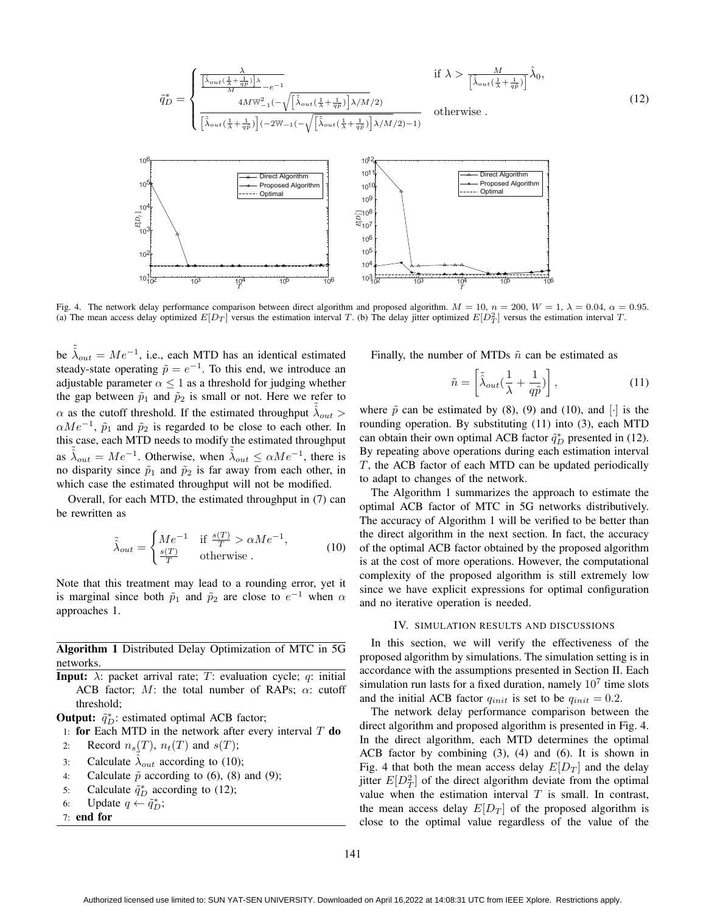$$
\tilde{q}_D^* = \begin{cases} \dfrac{\lambda}{\frac{\left[\tilde{\hat{\lambda}}_{out}(\frac{1}{\lambda}+\frac{1}{q\tilde{p}})\right]\lambda}{M} - e^{-1}} & \text{if } \lambda > \dfrac{M}{\left[\tilde{\hat{\lambda}}_{out}(\frac{1}{\lambda}+\frac{1}{q\tilde{p}})\right]}\hat{\lambda}_0, \\ \dfrac{4M\mathbb{W}_{-1}^2(-\sqrt{\left[\tilde{\hat{\lambda}}_{out}(\frac{1}{\lambda}+\frac{1}{q\tilde{p}})\right]\lambda/M}/2)}{\left[\tilde{\hat{\lambda}}_{out}(\frac{1}{\lambda}+\frac{1}{q\tilde{p}})\right](-2\mathbb{W}_{-1}(-\sqrt{\left[\tilde{\hat{\lambda}}_{out}(\frac{1}{\lambda}+\frac{1}{q\tilde{p}})\right]\lambda/M}/2)-1)} & \text{otherwise .} \end{cases} \tag{12}
$$

Fig. 4. The network delay performance comparison between direct algorithm and proposed algorithm. $M = 10$, $n = 200$, $W = 1$, $\lambda = 0.04$, $\alpha = 0.95$. (a) The mean access delay optimized $E[D_T]$ versus the estimation interval $T$. (b) The delay jitter optimized $E[D_T^2]$ versus the estimation interval $T$.

be $\tilde{\hat{\lambda}}_{out} = Me^{-1}$, i.e., each MTD has an identical estimated steady-state operating $\tilde{p} = e^{-1}$. To this end, we introduce an adjustable parameter $\alpha \leq 1$ as a threshold for judging whether the gap between $\tilde{p}_1$ and $\tilde{p}_2$ is small or not. Here we refer to $\alpha$ as the cutoff threshold. If the estimated throughput $\tilde{\hat{\lambda}}_{out} > \alpha Me^{-1}$, $\tilde{p}_1$ and $\tilde{p}_2$ is regarded to be close to each other. In this case, each MTD needs to modify the estimated throughput as $\tilde{\hat{\lambda}}_{out} = Me^{-1}$. Otherwise, when $\tilde{\hat{\lambda}}_{out} \leq \alpha Me^{-1}$, there is no disparity since $\tilde{p}_1$ and $\tilde{p}_2$ is far away from each other, in which case the estimated throughput will not be modified.

Overall, for each MTD, the estimated throughput in (7) can be rewritten as

$$
\tilde{\hat{\lambda}}_{out} = \begin{cases} Me^{-1} & \text{if } \frac{s(T)}{T} > \alpha Me^{-1}, \\ \frac{s(T)}{T} & \text{otherwise .} \end{cases} \tag{10}
$$

Note that this treatment may lead to a rounding error, yet it is marginal since both $\tilde{p}_1$ and $\tilde{p}_2$ are close to $e^{-1}$ when $\alpha$ approaches 1.

**Algorithm 1** Distributed Delay Optimization of MTC in 5G networks.

**Input:** $\lambda$: packet arrival rate; $T$: evaluation cycle; $q$: initial ACB factor; $M$: the total number of RAPs; $\alpha$: cutoff threshold;

**Output:** $\tilde{q}_D^*$: estimated optimal ACB factor;

1: **for** Each MTD in the network after every interval $T$ **do**
2: Record $n_s(T)$, $n_t(T)$ and $s(T)$;
3: Calculate $\tilde{\hat{\lambda}}_{out}$ according to (10);
4: Calculate $\tilde{p}$ according to (6), (8) and (9);
5: Calculate $\tilde{q}_D^*$ according to (12);
6: Update $q \leftarrow \tilde{q}_D^*$;
7: **end for**

Finally, the number of MTDs $\tilde{n}$ can be estimated as

$$
\tilde{n} = \left[\tilde{\hat{\lambda}}_{out}(\frac{1}{\lambda} + \frac{1}{q\tilde{p}})\right], \tag{11}
$$

where $\tilde{p}$ can be estimated by (8), (9) and (10), and $[\cdot]$ is the rounding operation. By substituting (11) into (3), each MTD can obtain their own optimal ACB factor $\tilde{q}_D^*$ presented in (12). By repeating above operations during each estimation interval $T$, the ACB factor of each MTD can be updated periodically to adapt to changes of the network.

The Algorithm 1 summarizes the approach to estimate the optimal ACB factor of MTC in 5G networks distributively. The accuracy of Algorithm 1 will be verified to be better than the direct algorithm in the next section. In fact, the accuracy of the optimal ACB factor obtained by the proposed algorithm is at the cost of more operations. However, the computational complexity of the proposed algorithm is still extremely low since we have explicit expressions for optimal configuration and no iterative operation is needed.

## IV. Simulation Results and Discussions

In this section, we will verify the effectiveness of the proposed algorithm by simulations. The simulation setting is in accordance with the assumptions presented in Section II. Each simulation run lasts for a fixed duration, namely $10^7$ time slots and the initial ACB factor $q_{init}$ is set to be $q_{init} = 0.2$.

The network delay performance comparison between the direct algorithm and proposed algorithm is presented in Fig. 4. In the direct algorithm, each MTD determines the optimal ACB factor by combining (3), (4) and (6). It is shown in Fig. 4 that both the mean access delay $E[D_T]$ and the delay jitter $E[D_T^2]$ of the direct algorithm deviate from the optimal value when the estimation interval $T$ is small. In contrast, the mean access delay $E[D_T]$ of the proposed algorithm is close to the optimal value regardless of the value of the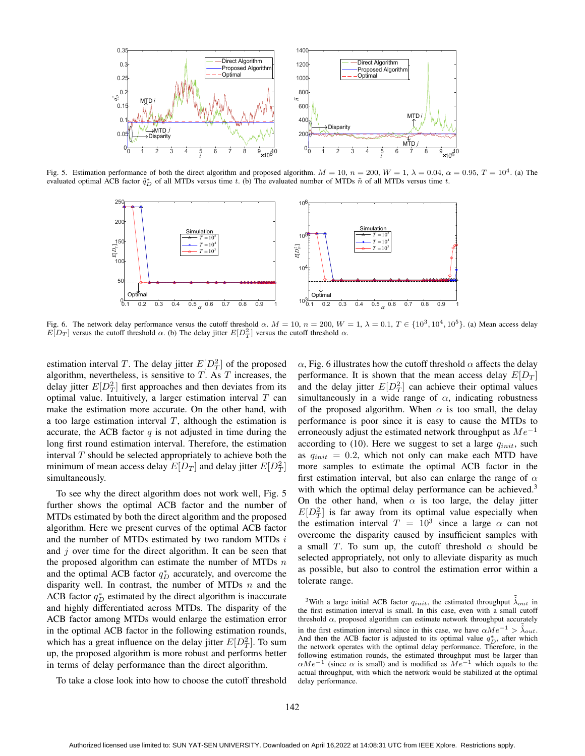Fig. 5. Estimation performance of both the direct algorithm and proposed algorithm. $M = 10$, $n = 200$, $W = 1$, $\lambda = 0.04$, $\alpha = 0.95$, $T = 10^4$. (a) The evaluated optimal ACB factor $\tilde{q}_D^*$ of all MTDs versus time $t$. (b) The evaluated number of MTDs $\tilde{n}$ of all MTDs versus time $t$.

Fig. 6. The network delay performance versus the cutoff threshold $\alpha$. $M = 10$, $n = 200$, $W = 1$, $\lambda = 0.1$, $T \in \{10^3, 10^4, 10^5\}$. (a) Mean access delay $E[D_T]$ versus the cutoff threshold $\alpha$. (b) The delay jitter $E[D_T^2]$ versus the cutoff threshold $\alpha$.

estimation interval $T$. The delay jitter $E[D_T^2]$ of the proposed algorithm, nevertheless, is sensitive to $T$. As $T$ increases, the delay jitter $E[D_T^2]$ first approaches and then deviates from its optimal value. Intuitively, a larger estimation interval $T$ can make the estimation more accurate. On the other hand, with a too large estimation interval $T$, although the estimation is accurate, the ACB factor $q$ is not adjusted in time during the long first round estimation interval. Therefore, the estimation interval $T$ should be selected appropriately to achieve both the minimum of mean access delay $E[D_T]$ and delay jitter $E[D_T^2]$ simultaneously.

To see why the direct algorithm does not work well, Fig. 5 further shows the optimal ACB factor and the number of MTDs estimated by both the direct algorithm and the proposed algorithm. Here we present curves of the optimal ACB factor and the number of MTDs estimated by two random MTDs $i$ and $j$ over time for the direct algorithm. It can be seen that the proposed algorithm can estimate the number of MTDs $n$ and the optimal ACB factor $q_D^*$ accurately, and overcome the disparity well. In contrast, the number of MTDs $n$ and the ACB factor $q_D^*$ estimated by the direct algorithm is inaccurate and highly differentiated across MTDs. The disparity of the ACB factor among MTDs would enlarge the estimation error in the optimal ACB factor in the following estimation rounds, which has a great influence on the delay jitter $E[D_T^2]$. To sum up, the proposed algorithm is more robust and performs better in terms of delay performance than the direct algorithm.

To take a close look into how to choose the cutoff threshold $\alpha$, Fig. 6 illustrates how the cutoff threshold $\alpha$ affects the delay performance. It is shown that the mean access delay $E[D_T]$ and the delay jitter $E[D_T^2]$ can achieve their optimal values simultaneously in a wide range of $\alpha$, indicating robustness of the proposed algorithm. When $\alpha$ is too small, the delay performance is poor since it is easy to cause the MTDs to erroneously adjust the estimated network throughput as $Me^{-1}$ according to (10). Here we suggest to set a large $q_{init}$, such as $q_{init} = 0.2$, which not only can make each MTD have more samples to estimate the optimal ACB factor in the first estimation interval, but also can enlarge the range of $\alpha$ with which the optimal delay performance can be achieved.[3] On the other hand, when $\alpha$ is too large, the delay jitter $E[D_T^2]$ is far away from its optimal value especially when the estimation interval $T = 10^3$ since a large $\alpha$ can not overcome the disparity caused by insufficient samples with a small $T$. To sum up, the cutoff threshold $\alpha$ should be selected appropriately, not only to alleviate disparity as much as possible, but also to control the estimation error within a tolerate range.

[3]With a large initial ACB factor $q_{init}$, the estimated throughput $\tilde{\hat{\lambda}}_{out}$ in the first estimation interval is small. In this case, even with a small cutoff threshold $\alpha$, proposed algorithm can estimate network throughput accurately in the first estimation interval since in this case, we have $\alpha Me^{-1} > \tilde{\hat{\lambda}}_{out}$. And then the ACB factor is adjusted to its optimal value $q_D^*$, after which the network operates with the optimal delay performance. Therefore, in the following estimation rounds, the estimated throughput must be larger than $\alpha Me^{-1}$ (since $\alpha$ is small) and is modified as $Me^{-1}$ which equals to the actual throughput, with which the network would be stabilized at the optimal delay performance.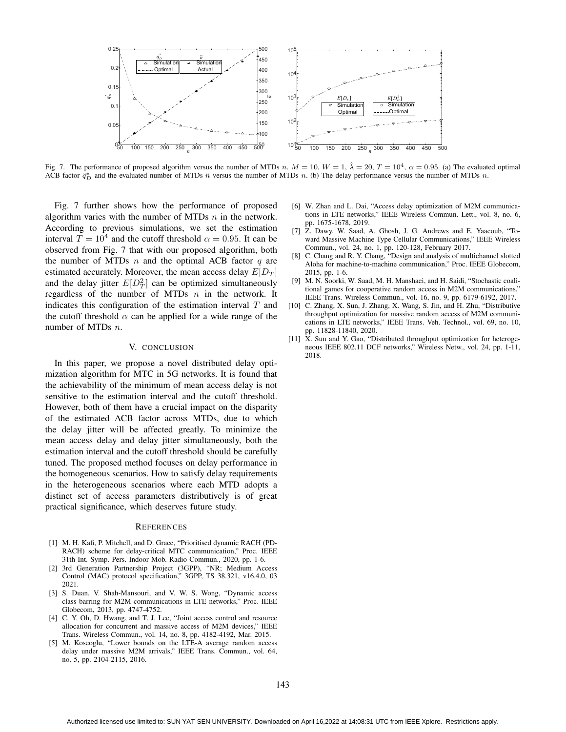0.25
0.2
0.15
0.1
0.05
0
50 100 150 200 250 300 350 400 450 500
$n$

$q_D^*$

$\tilde{q}_D^*$: Simulation, Optimal
$\tilde{n}$: Simulation, Actual

500
450
400
350
300
250
200
150
100
50

$\tilde{n}$

$10^5$
$10^4$
$10^3$
$10^2$
$10^1$
50 100 150 200 250 300 350 400 450 500
$n$

$E[D_T]$: Simulation, Optimal
$E[D_T^2]$: Simulation, Optimal

Fig. 7. The performance of proposed algorithm versus the number of MTDs $n$. $M = 10$, $W = 1$, $\hat{\lambda} = 20$, $T = 10^4$, $\alpha = 0.95$. (a) The evaluated optimal ACB factor $\tilde{q}_D^*$ and the evaluated number of MTDs $\tilde{n}$ versus the number of MTDs $n$. (b) The delay performance versus the number of MTDs $n$.

Fig. 7 further shows how the performance of proposed algorithm varies with the number of MTDs $n$ in the network. According to previous simulations, we set the estimation interval $T = 10^4$ and the cutoff threshold $\alpha = 0.95$. It can be observed from Fig. 7 that with our proposed algorithm, both the number of MTDs $n$ and the optimal ACB factor $q$ are estimated accurately. Moreover, the mean access delay $E[D_T]$ and the delay jitter $E[D_T^2]$ can be optimized simultaneously regardless of the number of MTDs $n$ in the network. It indicates this configuration of the estimation interval $T$ and the cutoff threshold $\alpha$ can be applied for a wide range of the number of MTDs $n$.

## V. Conclusion

In this paper, we propose a novel distributed delay optimization algorithm for MTC in 5G networks. It is found that the achievability of the minimum of mean access delay is not sensitive to the estimation interval and the cutoff threshold. However, both of them have a crucial impact on the disparity of the estimated ACB factor across MTDs, due to which the delay jitter will be affected greatly. To minimize the mean access delay and delay jitter simultaneously, both the estimation interval and the cutoff threshold should be carefully tuned. The proposed method focuses on delay performance in the homogeneous scenarios. How to satisfy delay requirements in the heterogeneous scenarios where each MTD adopts a distinct set of access parameters distributively is of great practical significance, which deserves future study.

## References

[1] M. H. Kafi, P. Mitchell, and D. Grace, "Prioritised dynamic RACH (PD-RACH) scheme for delay-critical MTC communication," Proc. IEEE 31th Int. Symp. Pers. Indoor Mob. Radio Commun., 2020, pp. 1-6.

[2] 3rd Generation Partnership Project (3GPP), "NR; Medium Access Control (MAC) protocol specification," 3GPP, TS 38.321, v16.4.0, 03 2021.

[3] S. Duan, V. Shah-Mansouri, and V. W. S. Wong, "Dynamic access class barring for M2M communications in LTE networks," Proc. IEEE Globecom, 2013, pp. 4747-4752.

[4] C. Y. Oh, D. Hwang, and T. J. Lee, "Joint access control and resource allocation for concurrent and massive access of M2M devices," IEEE Trans. Wireless Commun., vol. 14, no. 8, pp. 4182-4192, Mar. 2015.

[5] M. Koseoglu, "Lower bounds on the LTE-A average random access delay under massive M2M arrivals," IEEE Trans. Commun., vol. 64, no. 5, pp. 2104-2115, 2016.

[6] W. Zhan and L. Dai, "Access delay optimization of M2M communications in LTE networks," IEEE Wireless Commun. Lett., vol. 8, no. 6, pp. 1675-1678, 2019.

[7] Z. Dawy, W. Saad, A. Ghosh, J. G. Andrews and E. Yaacoub, "Toward Massive Machine Type Cellular Communications," IEEE Wireless Commun., vol. 24, no. 1, pp. 120-128, February 2017.

[8] C. Chang and R. Y. Chang, "Design and analysis of multichannel slotted Aloha for machine-to-machine communication," Proc. IEEE Globecom, 2015, pp. 1-6.

[9] M. N. Soorki, W. Saad, M. H. Manshaei, and H. Saidi, "Stochastic coalitional games for cooperative random access in M2M communications," IEEE Trans. Wireless Commun., vol. 16, no. 9, pp. 6179-6192, 2017.

[10] C. Zhang, X. Sun, J. Zhang, X. Wang, S. Jin, and H. Zhu, "Distributive throughput optimization for massive random access of M2M communications in LTE networks," IEEE Trans. Veh. Technol., vol. 69, no. 10, pp. 11828-11840, 2020.

[11] X. Sun and Y. Gao, "Distributed throughput optimization for heterogeneous IEEE 802.11 DCF networks," Wireless Netw., vol. 24, pp. 1-11, 2018.